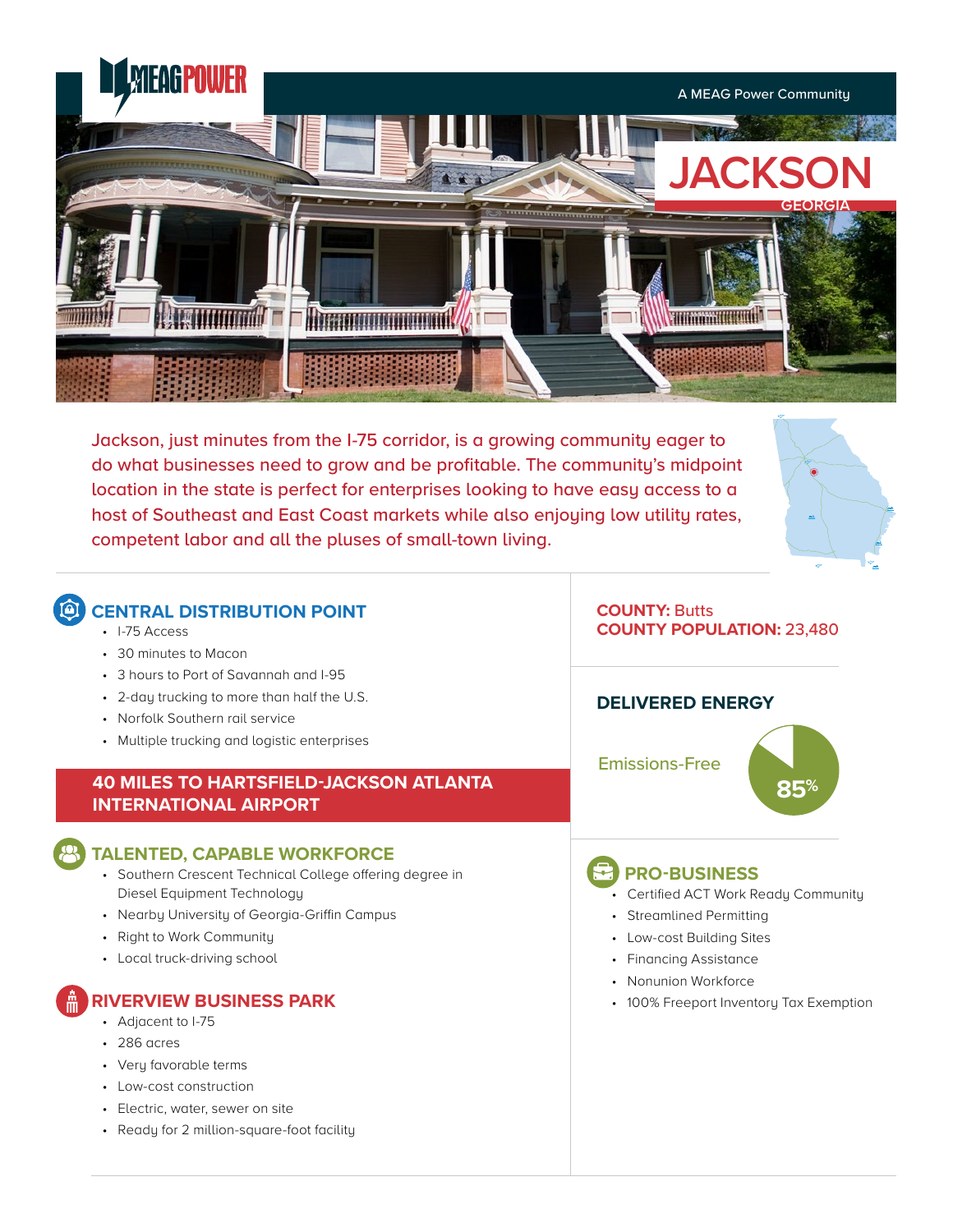A MEAG Power Community

# JACKSON

GEORGIA

Jackson, just minutes from the I-75 corridor, is a growing community eager to do what businesses need to grow and be profitable. The community's midpoint location in the state is perfect for enterprises looking to have easy access to a host of Southeast and East Coast markets while also enjoying low utility rates, competent labor and all the pluses of small-town living.

## CENTRAL DISTRIBUTION POINT

- I-75 Access
- 30 minutes to Macon
- 3 hours to Port of Savannah and I-95
- 2-day trucking to more than half the U.S.
- Norfolk Southern rail service
- Multiple trucking and logistic enterprises

**40 MILES TO HARTSFIELD-JACKSON ATLANTA INTERNATIONAL AIRPORT**

## TALENTED, CAPABLE WORKFORCE

- Southern Crescent Technical College offering degree in Diesel Equipment Technology
- Nearby University of Georgia-Griffin Campus
- Right to Work Community
- Local truck-driving school

## RIVERVIEW BUSINESS PARK

- Adjacent to I-75
- 286 acres
- Very favorable terms
- Low-cost construction
- Electric, water, sewer on site
- Ready for 2 million-square-foot facility

**COUNTY:** Butts
**COUNTY POPULATION:** 23,480

## DELIVERED ENERGY

Emissions-Free 85%

## PRO-BUSINESS

- Certified ACT Work Ready Community
- Streamlined Permitting
- Low-cost Building Sites
- Financing Assistance
- Nonunion Workforce
- 100% Freeport Inventory Tax Exemption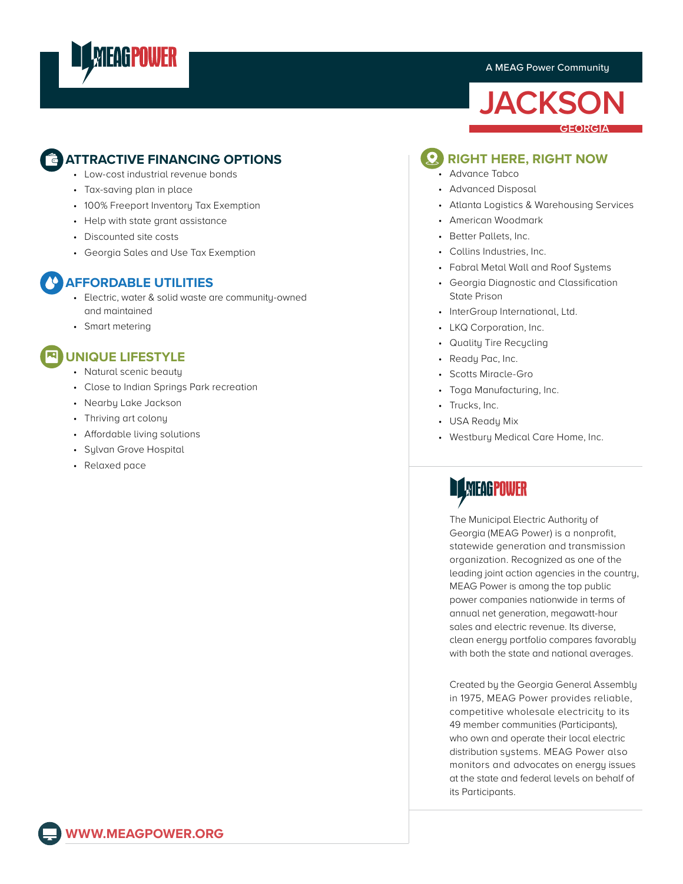A MEAG Power Community

# JACKSON
GEORGIA

## ATTRACTIVE FINANCING OPTIONS

- Low-cost industrial revenue bonds
- Tax-saving plan in place
- 100% Freeport Inventory Tax Exemption
- Help with state grant assistance
- Discounted site costs
- Georgia Sales and Use Tax Exemption

## AFFORDABLE UTILITIES

- Electric, water & solid waste are community-owned and maintained
- Smart metering

## UNIQUE LIFESTYLE

- Natural scenic beauty
- Close to Indian Springs Park recreation
- Nearby Lake Jackson
- Thriving art colony
- Affordable living solutions
- Sylvan Grove Hospital
- Relaxed pace

## RIGHT HERE, RIGHT NOW

- Advance Tabco
- Advanced Disposal
- Atlanta Logistics & Warehousing Services
- American Woodmark
- Better Pallets, Inc.
- Collins Industries, Inc.
- Fabral Metal Wall and Roof Systems
- Georgia Diagnostic and Classification State Prison
- InterGroup International, Ltd.
- LKQ Corporation, Inc.
- Quality Tire Recycling
- Ready Pac, Inc.
- Scotts Miracle-Gro
- Toga Manufacturing, Inc.
- Trucks, Inc.
- USA Ready Mix
- Westbury Medical Care Home, Inc.

## MEAG POWER

The Municipal Electric Authority of Georgia (MEAG Power) is a nonprofit, statewide generation and transmission organization. Recognized as one of the leading joint action agencies in the country, MEAG Power is among the top public power companies nationwide in terms of annual net generation, megawatt-hour sales and electric revenue. Its diverse, clean energy portfolio compares favorably with both the state and national averages.

Created by the Georgia General Assembly in 1975, MEAG Power provides reliable, competitive wholesale electricity to its 49 member communities (Participants), who own and operate their local electric distribution systems. MEAG Power also monitors and advocates on energy issues at the state and federal levels on behalf of its Participants.

WWW.MEAGPOWER.ORG